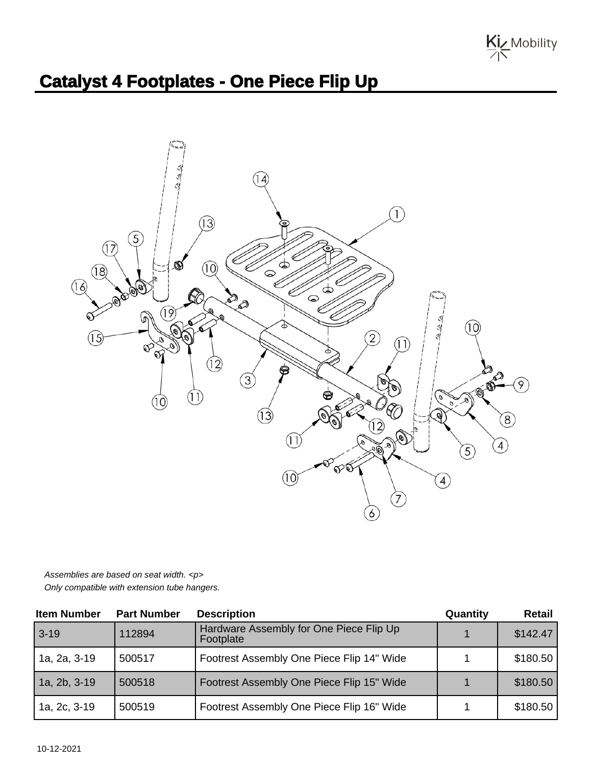# Catalyst 4 Footplates - One Piece Flip Up

*Assemblies are based on seat width. <p>*
*Only compatible with extension tube hangers.*

| Item Number | Part Number | Description | Quantity | Retail |
|---|---|---|---|---|
| 3-19 | 112894 | Hardware Assembly for One Piece Flip Up Footplate | 1 | $142.47 |
| 1a, 2a, 3-19 | 500517 | Footrest Assembly One Piece Flip 14" Wide | 1 | $180.50 |
| 1a, 2b, 3-19 | 500518 | Footrest Assembly One Piece Flip 15" Wide | 1 | $180.50 |
| 1a, 2c, 3-19 | 500519 | Footrest Assembly One Piece Flip 16" Wide | 1 | $180.50 |

10-12-2021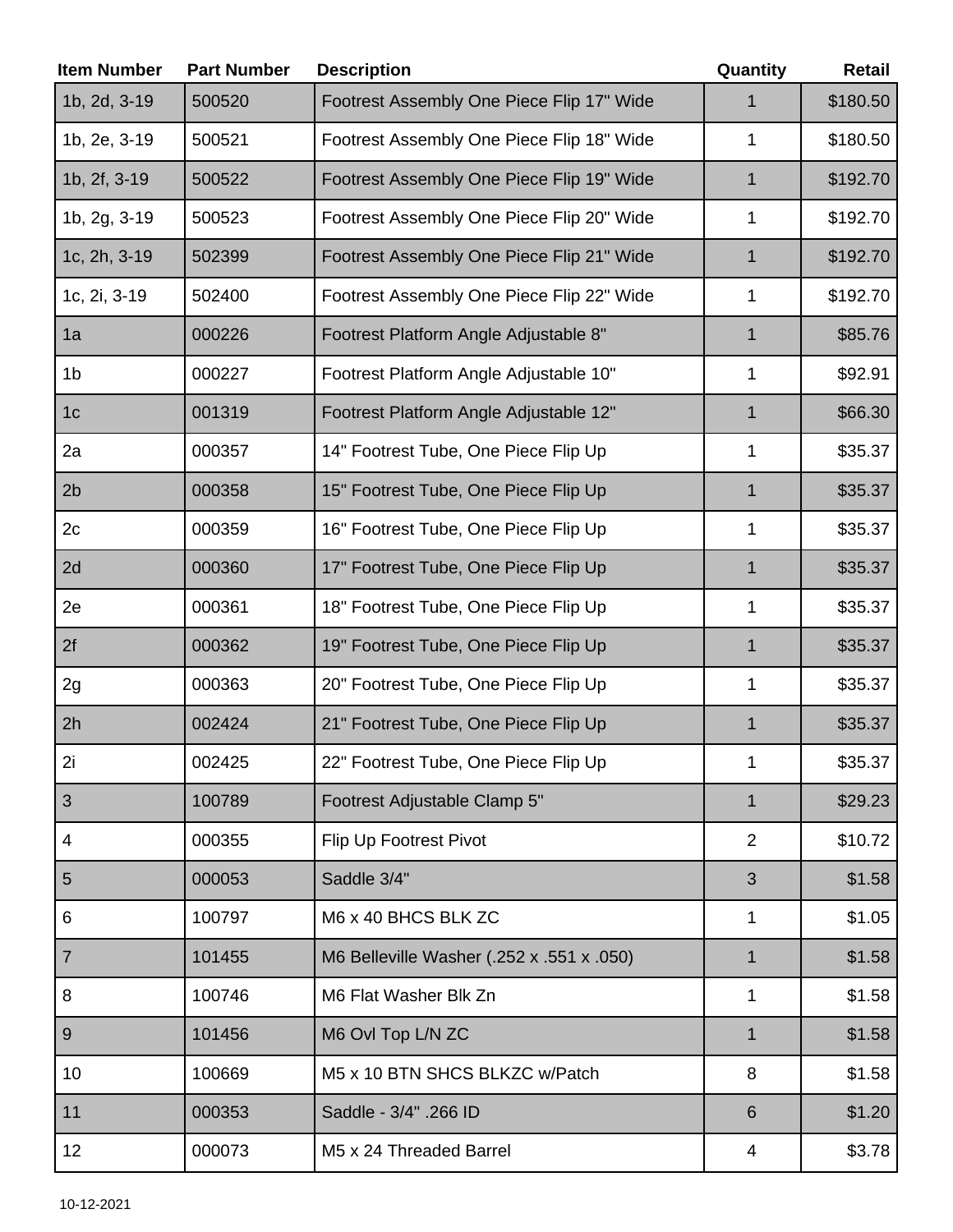| Item Number | Part Number | Description | Quantity | Retail |
|---|---|---|---|---|
| 1b, 2d, 3-19 | 500520 | Footrest Assembly One Piece Flip 17" Wide | 1 | $180.50 |
| 1b, 2e, 3-19 | 500521 | Footrest Assembly One Piece Flip 18" Wide | 1 | $180.50 |
| 1b, 2f, 3-19 | 500522 | Footrest Assembly One Piece Flip 19" Wide | 1 | $192.70 |
| 1b, 2g, 3-19 | 500523 | Footrest Assembly One Piece Flip 20" Wide | 1 | $192.70 |
| 1c, 2h, 3-19 | 502399 | Footrest Assembly One Piece Flip 21" Wide | 1 | $192.70 |
| 1c, 2i, 3-19 | 502400 | Footrest Assembly One Piece Flip 22" Wide | 1 | $192.70 |
| 1a | 000226 | Footrest Platform Angle Adjustable 8" | 1 | $85.76 |
| 1b | 000227 | Footrest Platform Angle Adjustable 10" | 1 | $92.91 |
| 1c | 001319 | Footrest Platform Angle Adjustable 12" | 1 | $66.30 |
| 2a | 000357 | 14" Footrest Tube, One Piece Flip Up | 1 | $35.37 |
| 2b | 000358 | 15" Footrest Tube, One Piece Flip Up | 1 | $35.37 |
| 2c | 000359 | 16" Footrest Tube, One Piece Flip Up | 1 | $35.37 |
| 2d | 000360 | 17" Footrest Tube, One Piece Flip Up | 1 | $35.37 |
| 2e | 000361 | 18" Footrest Tube, One Piece Flip Up | 1 | $35.37 |
| 2f | 000362 | 19" Footrest Tube, One Piece Flip Up | 1 | $35.37 |
| 2g | 000363 | 20" Footrest Tube, One Piece Flip Up | 1 | $35.37 |
| 2h | 002424 | 21" Footrest Tube, One Piece Flip Up | 1 | $35.37 |
| 2i | 002425 | 22" Footrest Tube, One Piece Flip Up | 1 | $35.37 |
| 3 | 100789 | Footrest Adjustable Clamp 5" | 1 | $29.23 |
| 4 | 000355 | Flip Up Footrest Pivot | 2 | $10.72 |
| 5 | 000053 | Saddle 3/4" | 3 | $1.58 |
| 6 | 100797 | M6 x 40 BHCS BLK ZC | 1 | $1.05 |
| 7 | 101455 | M6 Belleville Washer (.252 x .551 x .050) | 1 | $1.58 |
| 8 | 100746 | M6 Flat Washer Blk Zn | 1 | $1.58 |
| 9 | 101456 | M6 Ovl Top L/N ZC | 1 | $1.58 |
| 10 | 100669 | M5 x 10 BTN SHCS BLKZC w/Patch | 8 | $1.58 |
| 11 | 000353 | Saddle - 3/4" .266 ID | 6 | $1.20 |
| 12 | 000073 | M5 x 24 Threaded Barrel | 4 | $3.78 |

10-12-2021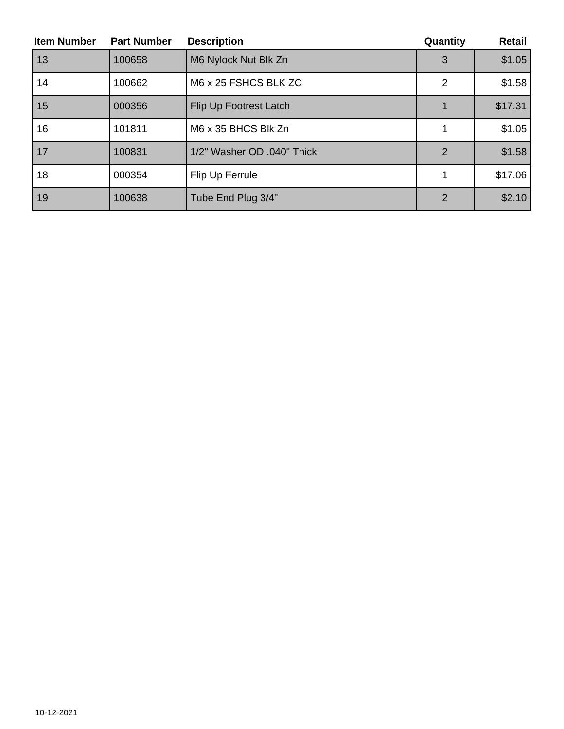| Item Number | Part Number | Description | Quantity | Retail |
|---|---|---|---|---|
| 13 | 100658 | M6 Nylock Nut Blk Zn | 3 | $1.05 |
| 14 | 100662 | M6 x 25 FSHCS BLK ZC | 2 | $1.58 |
| 15 | 000356 | Flip Up Footrest Latch | 1 | $17.31 |
| 16 | 101811 | M6 x 35 BHCS Blk Zn | 1 | $1.05 |
| 17 | 100831 | 1/2" Washer OD .040" Thick | 2 | $1.58 |
| 18 | 000354 | Flip Up Ferrule | 1 | $17.06 |
| 19 | 100638 | Tube End Plug 3/4" | 2 | $2.10 |

10-12-2021